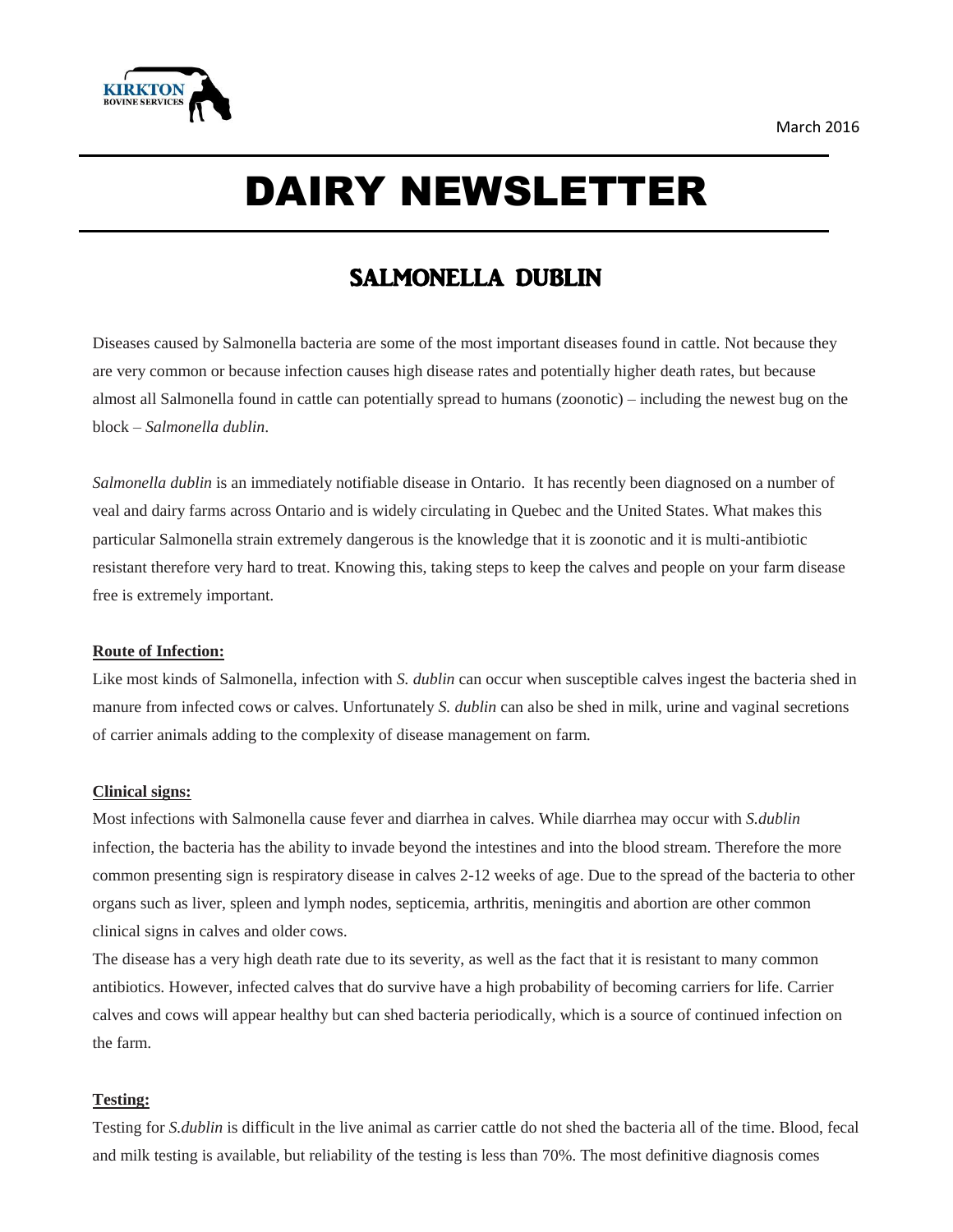March 2016

# DAIRY NEWSLETTER

## SALMONELLA DUBLIN

Diseases caused by Salmonella bacteria are some of the most important diseases found in cattle. Not because they are very common or because infection causes high disease rates and potentially higher death rates, but because almost all Salmonella found in cattle can potentially spread to humans (zoonotic) – including the newest bug on the block – *Salmonella dublin*.

*Salmonella dublin* is an immediately notifiable disease in Ontario. It has recently been diagnosed on a number of veal and dairy farms across Ontario and is widely circulating in Quebec and the United States. What makes this particular Salmonella strain extremely dangerous is the knowledge that it is zoonotic and it is multi-antibiotic resistant therefore very hard to treat. Knowing this, taking steps to keep the calves and people on your farm disease free is extremely important.

**Route of Infection:**

Like most kinds of Salmonella, infection with *S. dublin* can occur when susceptible calves ingest the bacteria shed in manure from infected cows or calves. Unfortunately *S. dublin* can also be shed in milk, urine and vaginal secretions of carrier animals adding to the complexity of disease management on farm.

**Clinical signs:**

Most infections with Salmonella cause fever and diarrhea in calves. While diarrhea may occur with *S.dublin* infection, the bacteria has the ability to invade beyond the intestines and into the blood stream. Therefore the more common presenting sign is respiratory disease in calves 2-12 weeks of age. Due to the spread of the bacteria to other organs such as liver, spleen and lymph nodes, septicemia, arthritis, meningitis and abortion are other common clinical signs in calves and older cows.

The disease has a very high death rate due to its severity, as well as the fact that it is resistant to many common antibiotics. However, infected calves that do survive have a high probability of becoming carriers for life. Carrier calves and cows will appear healthy but can shed bacteria periodically, which is a source of continued infection on the farm.

**Testing:**

Testing for *S.dublin* is difficult in the live animal as carrier cattle do not shed the bacteria all of the time. Blood, fecal and milk testing is available, but reliability of the testing is less than 70%. The most definitive diagnosis comes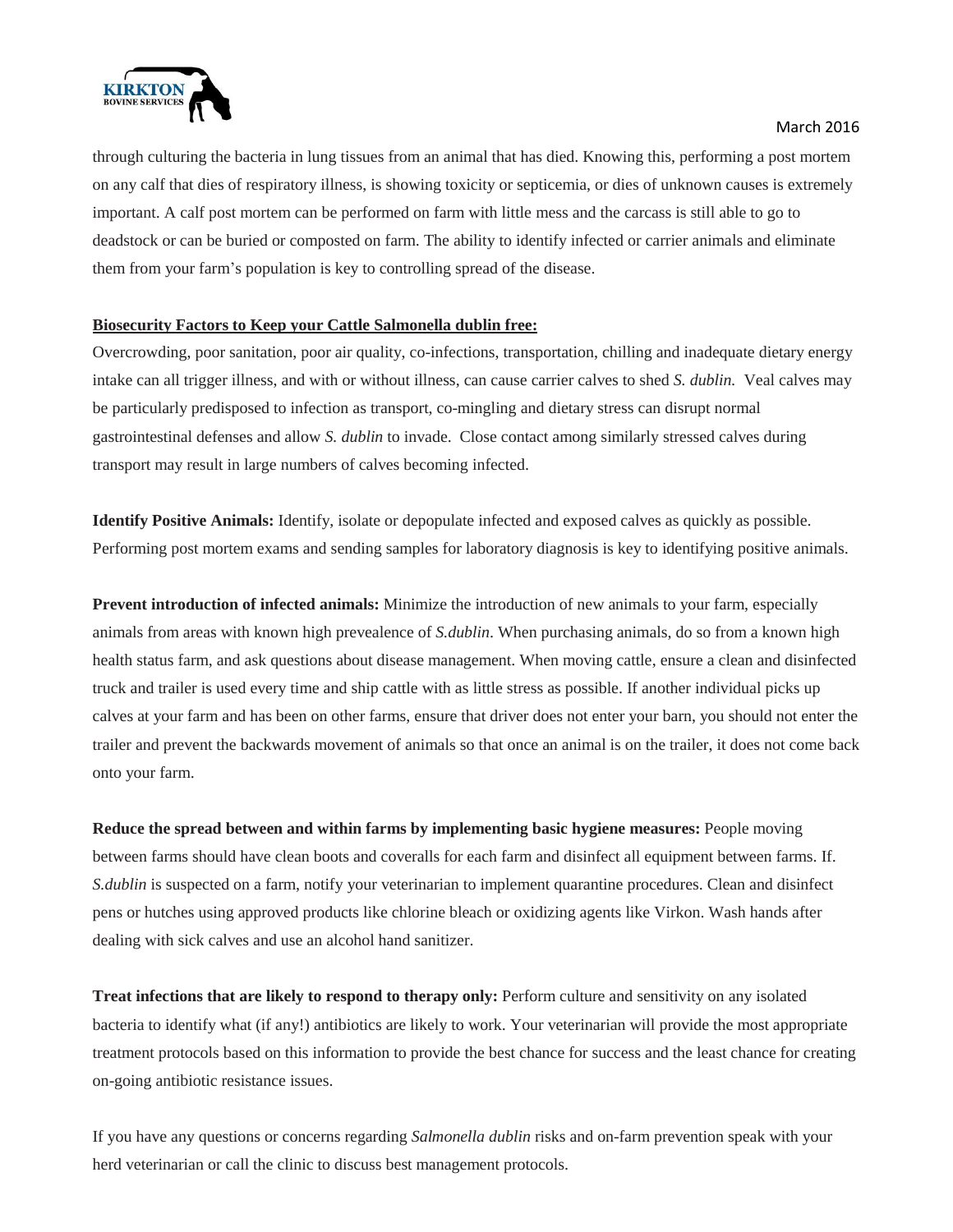through culturing the bacteria in lung tissues from an animal that has died. Knowing this, performing a post mortem on any calf that dies of respiratory illness, is showing toxicity or septicemia, or dies of unknown causes is extremely important. A calf post mortem can be performed on farm with little mess and the carcass is still able to go to deadstock or can be buried or composted on farm. The ability to identify infected or carrier animals and eliminate them from your farm's population is key to controlling spread of the disease.

**Biosecurity Factors to Keep your Cattle Salmonella dublin free:**

Overcrowding, poor sanitation, poor air quality, co-infections, transportation, chilling and inadequate dietary energy intake can all trigger illness, and with or without illness, can cause carrier calves to shed *S. dublin.* Veal calves may be particularly predisposed to infection as transport, co-mingling and dietary stress can disrupt normal gastrointestinal defenses and allow *S. dublin* to invade. Close contact among similarly stressed calves during transport may result in large numbers of calves becoming infected.

**Identify Positive Animals:** Identify, isolate or depopulate infected and exposed calves as quickly as possible. Performing post mortem exams and sending samples for laboratory diagnosis is key to identifying positive animals.

**Prevent introduction of infected animals:** Minimize the introduction of new animals to your farm, especially animals from areas with known high prevealence of *S.dublin*. When purchasing animals, do so from a known high health status farm, and ask questions about disease management. When moving cattle, ensure a clean and disinfected truck and trailer is used every time and ship cattle with as little stress as possible. If another individual picks up calves at your farm and has been on other farms, ensure that driver does not enter your barn, you should not enter the trailer and prevent the backwards movement of animals so that once an animal is on the trailer, it does not come back onto your farm.

**Reduce the spread between and within farms by implementing basic hygiene measures:** People moving between farms should have clean boots and coveralls for each farm and disinfect all equipment between farms. If. *S.dublin* is suspected on a farm, notify your veterinarian to implement quarantine procedures. Clean and disinfect pens or hutches using approved products like chlorine bleach or oxidizing agents like Virkon. Wash hands after dealing with sick calves and use an alcohol hand sanitizer.

**Treat infections that are likely to respond to therapy only:** Perform culture and sensitivity on any isolated bacteria to identify what (if any!) antibiotics are likely to work. Your veterinarian will provide the most appropriate treatment protocols based on this information to provide the best chance for success and the least chance for creating on-going antibiotic resistance issues.

If you have any questions or concerns regarding *Salmonella dublin* risks and on-farm prevention speak with your herd veterinarian or call the clinic to discuss best management protocols.